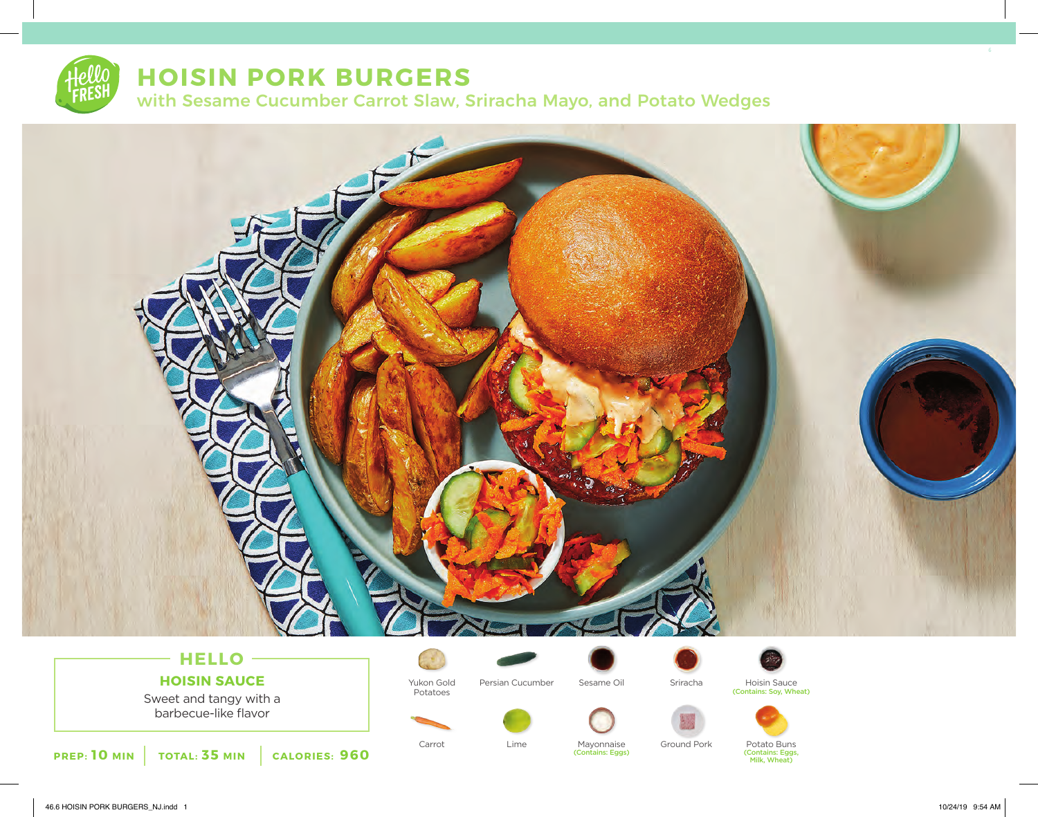# HOISIN PORK BURGERS

## with Sesame Cucumber Carrot Slaw, Sriracha Mayo, and Potato Wedges

### HELLO

**HOISIN SAUCE**

Sweet and tangy with a barbecue-like flavor

**PREP: 10 MIN** | **TOTAL: 35 MIN** | **CALORIES: 960**

- Yukon Gold Potatoes
- Persian Cucumber
- Sesame Oil
- Sriracha
- Hoisin Sauce (Contains: Soy, Wheat)
- Carrot
- Lime
- Mayonnaise (Contains: Eggs)
- Ground Pork
- Potato Buns (Contains: Eggs, Milk, Wheat)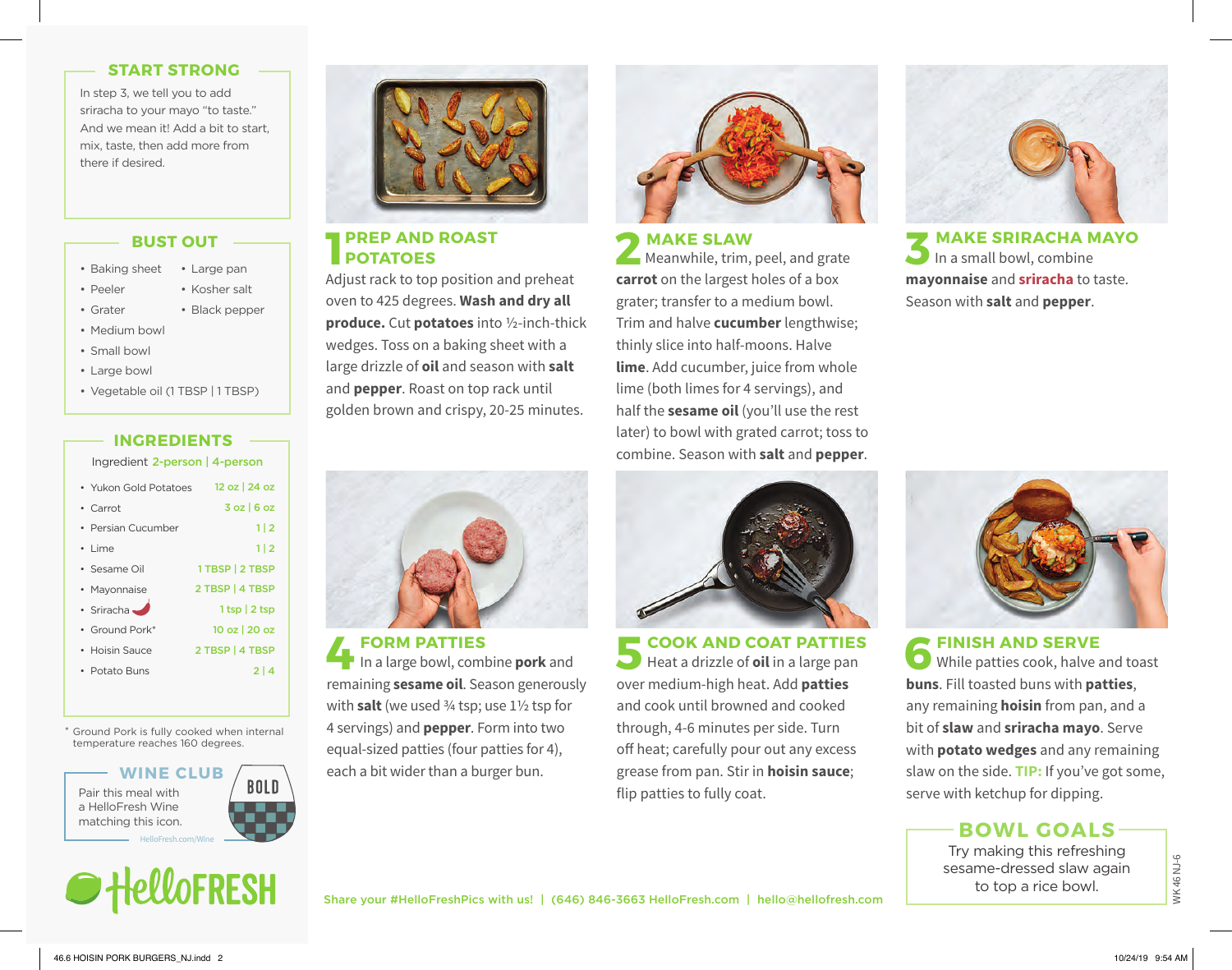## START STRONG

In step 3, we tell you to add sriracha to your mayo "to taste." And we mean it! Add a bit to start, mix, taste, then add more from there if desired.

## BUST OUT

- Baking sheet
- Peeler
- Grater
- Medium bowl
- Small bowl
- Large bowl
- Vegetable oil (1 TBSP | 1 TBSP)
- Large pan
- Kosher salt
- Black pepper

## INGREDIENTS

| Ingredient | 2-person \| 4-person |
| --- | --- |
| Yukon Gold Potatoes | 12 oz \| 24 oz |
| Carrot | 3 oz \| 6 oz |
| Persian Cucumber | 1 \| 2 |
| Lime | 1 \| 2 |
| Sesame Oil | 1 TBSP \| 2 TBSP |
| Mayonnaise | 2 TBSP \| 4 TBSP |
| Sriracha | 1 tsp \| 2 tsp |
| Ground Pork* | 10 oz \| 20 oz |
| Hoisin Sauce | 2 TBSP \| 4 TBSP |
| Potato Buns | 2 \| 4 |

\* Ground Pork is fully cooked when internal temperature reaches 160 degrees.

## WINE CLUB

Pair this meal with a HelloFresh Wine matching this icon.

BOLD

HelloFresh.com/Wine

HelloFRESH

## 1 PREP AND ROAST POTATOES

Adjust rack to top position and preheat oven to 425 degrees. **Wash and dry all produce.** Cut **potatoes** into ½-inch-thick wedges. Toss on a baking sheet with a large drizzle of **oil** and season with **salt** and **pepper**. Roast on top rack until golden brown and crispy, 20-25 minutes.

## 2 MAKE SLAW

Meanwhile, trim, peel, and grate **carrot** on the largest holes of a box grater; transfer to a medium bowl. Trim and halve **cucumber** lengthwise; thinly slice into half-moons. Halve **lime**. Add cucumber, juice from whole lime (both limes for 4 servings), and half the **sesame oil** (you'll use the rest later) to bowl with grated carrot; toss to combine. Season with **salt** and **pepper**.

## 3 MAKE SRIRACHA MAYO

In a small bowl, combine **mayonnaise** and **sriracha** to taste. Season with **salt** and **pepper**.

## 4 FORM PATTIES

In a large bowl, combine **pork** and remaining **sesame oil**. Season generously with **salt** (we used ¾ tsp; use 1½ tsp for 4 servings) and **pepper**. Form into two equal-sized patties (four patties for 4), each a bit wider than a burger bun.

## 5 COOK AND COAT PATTIES

Heat a drizzle of **oil** in a large pan over medium-high heat. Add **patties** and cook until browned and cooked through, 4-6 minutes per side. Turn off heat; carefully pour out any excess grease from pan. Stir in **hoisin sauce**; flip patties to fully coat.

## 6 FINISH AND SERVE

While patties cook, halve and toast **buns**. Fill toasted buns with **patties**, any remaining **hoisin** from pan, and a bit of **slaw** and **sriracha mayo**. Serve with **potato wedges** and any remaining slaw on the side. **TIP:** If you've got some, serve with ketchup for dipping.

## BOWL GOALS

Try making this refreshing sesame-dressed slaw again to top a rice bowl.

Share your #HelloFreshPics with us! | (646) 846-3663 HelloFresh.com | hello@hellofresh.com

WK 46 NJ-6